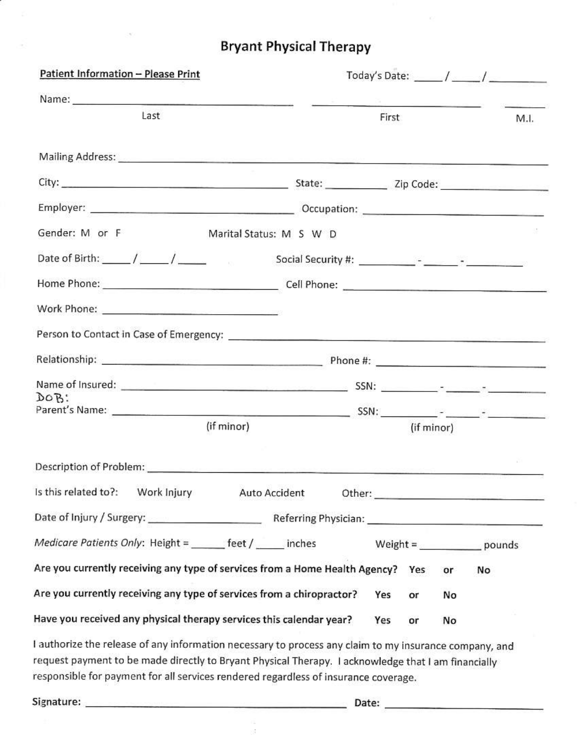# Bryant Physical Therapy

**Patient Information – Please Print** Today's Date: _____/_____/_________

Name: ________________________________ ________________________ _____
Last First M.I.

Mailing Address: ______________________________________________________________

City: ________________________________ State: __________ Zip Code: ________________

Employer: ____________________________ Occupation: ______________________________

Gender: M or F Marital Status: M S W D

Date of Birth: _____/_____/_____ Social Security #: _________-______-_________

Home Phone: __________________________ Cell Phone: ______________________________

Work Phone: __________________________

Person to Contact in Case of Emergency: __________________________________________

Relationship: ________________________ Phone #: _________________________________

Name of Insured: _____________________ SSN: _________-______-_________

DOB:

Parent's Name: _______________________ SSN: _________-______-_________
(if minor) (if minor)

Description of Problem: __________________________________________________________

Is this related to?: Work Injury Auto Accident Other: ______________________

Date of Injury / Surgery: ________________ Referring Physician: ______________________

*Medicare Patients Only*: Height = ______ feet / _____ inches Weight = __________ pounds

**Are you currently receiving any type of services from a Home Health Agency?** Yes or No

**Are you currently receiving any type of services from a chiropractor?** Yes or No

**Have you received any physical therapy services this calendar year?** Yes or No

I authorize the release of any information necessary to process any claim to my insurance company, and request payment to be made directly to Bryant Physical Therapy. I acknowledge that I am financially responsible for payment for all services rendered regardless of insurance coverage.

**Signature:** ______________________________________ **Date:** ______________________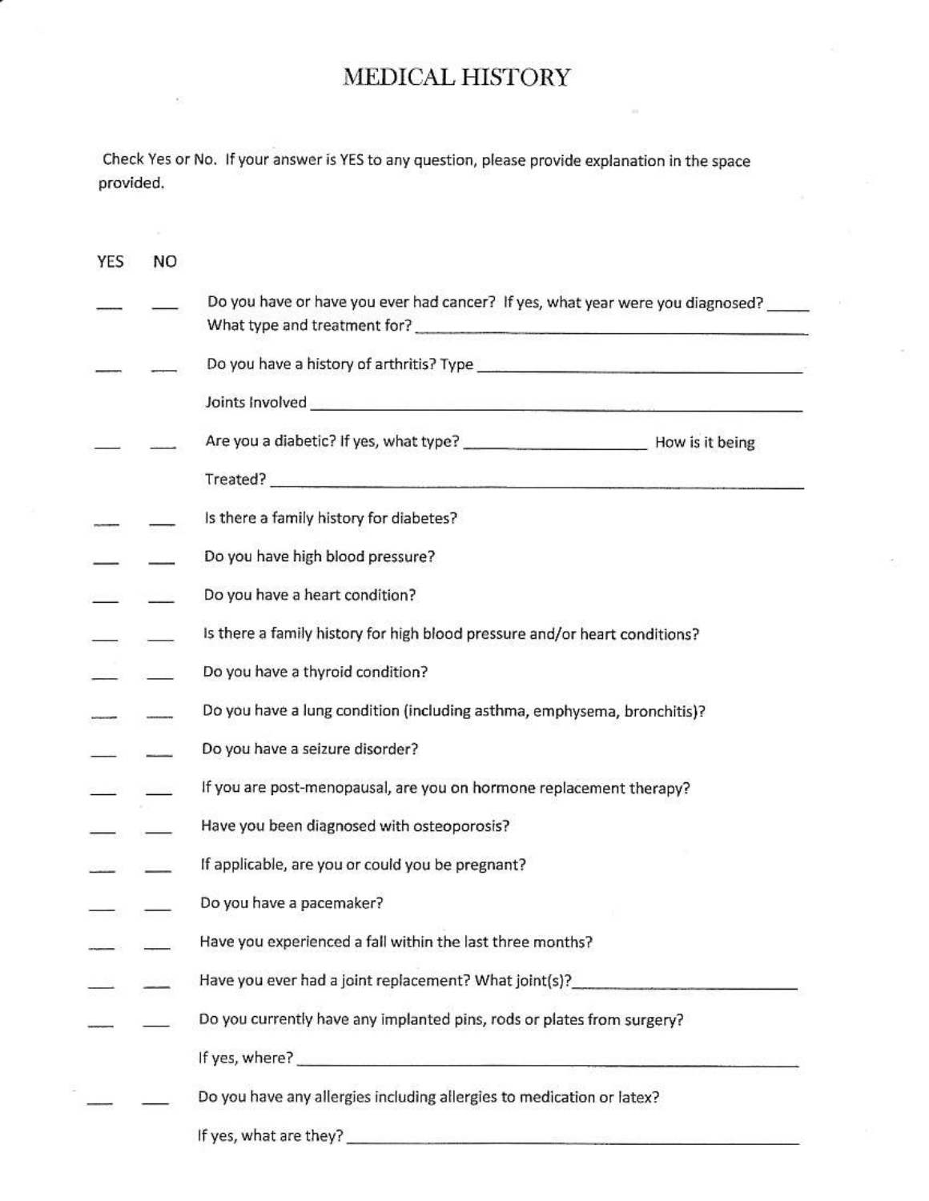# MEDICAL HISTORY

Check Yes or No. If your answer is YES to any question, please provide explanation in the space provided.

| YES | NO | |
|---|---|---|
| ___ | ___ | Do you have or have you ever had cancer? If yes, what year were you diagnosed? _____ What type and treatment for? ______________________________ |
| ___ | ___ | Do you have a history of arthritis? Type ______________________________ |
| | | Joints Involved ______________________________ |
| ___ | ___ | Are you a diabetic? If yes, what type? ____________________ How is it being Treated? ______________________________ |
| ___ | ___ | Is there a family history for diabetes? |
| ___ | ___ | Do you have high blood pressure? |
| ___ | ___ | Do you have a heart condition? |
| ___ | ___ | Is there a family history for high blood pressure and/or heart conditions? |
| ___ | ___ | Do you have a thyroid condition? |
| ___ | ___ | Do you have a lung condition (including asthma, emphysema, bronchitis)? |
| ___ | ___ | Do you have a seizure disorder? |
| ___ | ___ | If you are post-menopausal, are you on hormone replacement therapy? |
| ___ | ___ | Have you been diagnosed with osteoporosis? |
| ___ | ___ | If applicable, are you or could you be pregnant? |
| ___ | ___ | Do you have a pacemaker? |
| ___ | ___ | Have you experienced a fall within the last three months? |
| ___ | ___ | Have you ever had a joint replacement? What joint(s)?______________________________ |
| ___ | ___ | Do you currently have any implanted pins, rods or plates from surgery? |
| | | If yes, where? ______________________________ |
| ___ | ___ | Do you have any allergies including allergies to medication or latex? |
| | | If yes, what are they? ______________________________ |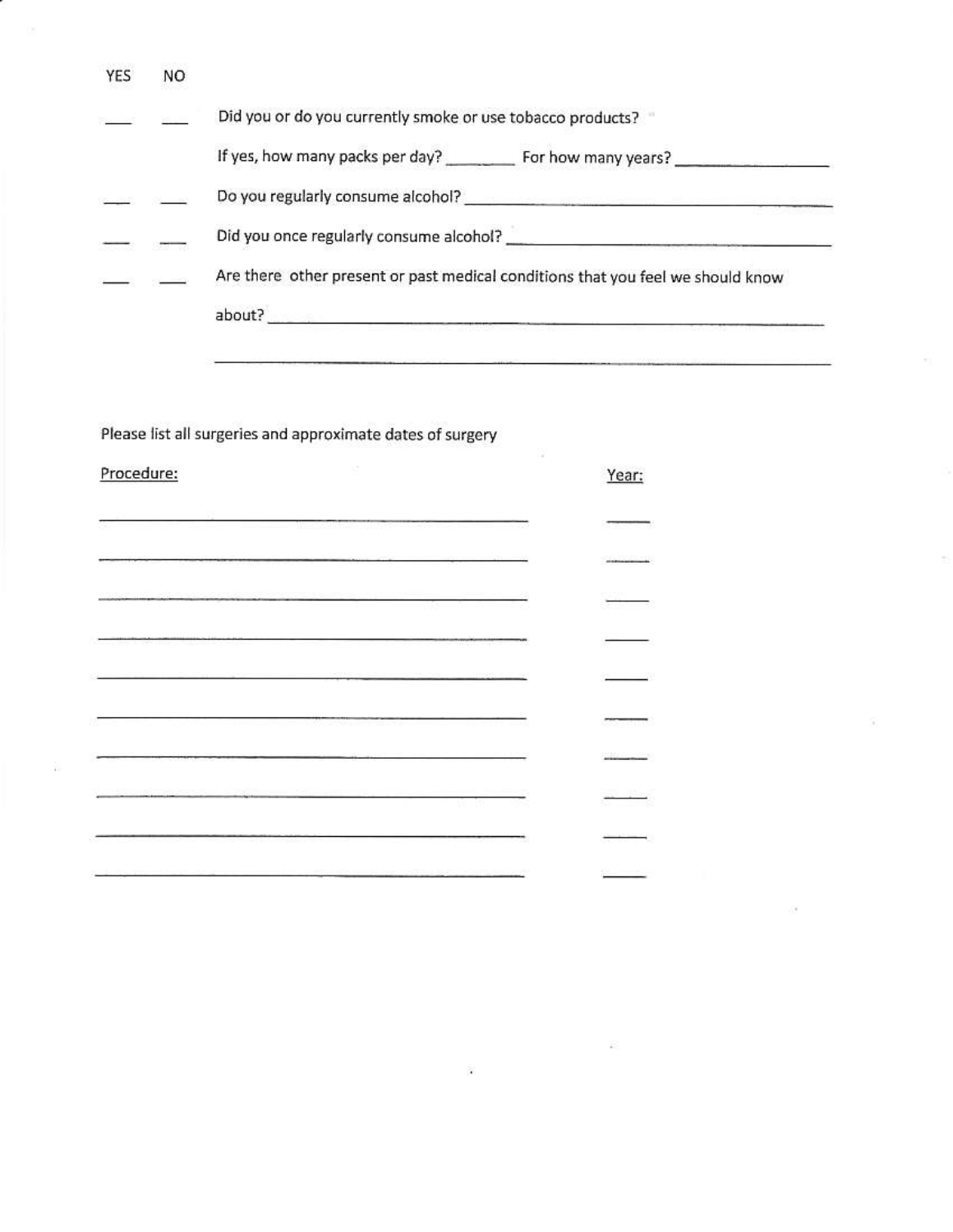| YES | NO | |
|---|---|---|
| ___ | ___ | Did you or do you currently smoke or use tobacco products? |
| | | If yes, how many packs per day? ________ For how many years? ________________ |
| ___ | ___ | Do you regularly consume alcohol? ________________________________________ |
| ___ | ___ | Did you once regularly consume alcohol? ____________________________________ |
| ___ | ___ | Are there other present or past medical conditions that you feel we should know about? ________________________________________________________________ |
| | | ________________________________________________________________________ |

Please list all surgeries and approximate dates of surgery

| Procedure: | Year: |
|---|---|
| ____________________________________________ | _____ |
| ____________________________________________ | _____ |
| ____________________________________________ | _____ |
| ____________________________________________ | _____ |
| ____________________________________________ | _____ |
| ____________________________________________ | _____ |
| ____________________________________________ | _____ |
| ____________________________________________ | _____ |
| ____________________________________________ | _____ |
| ____________________________________________ | _____ |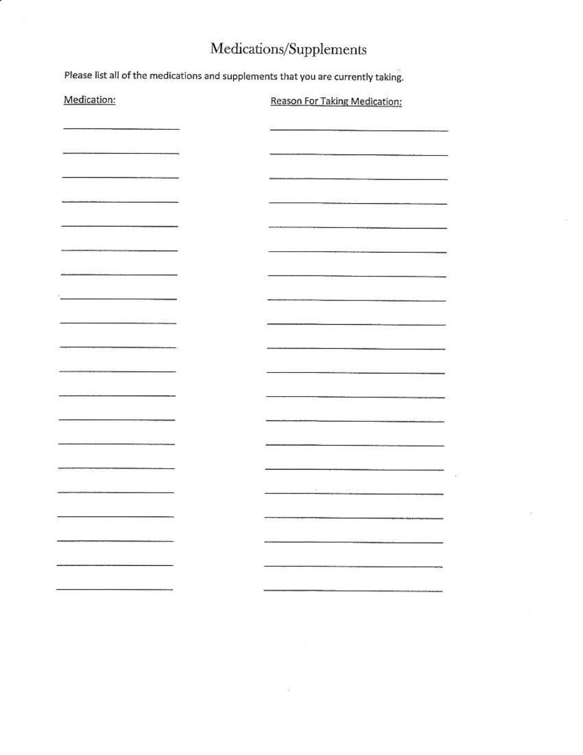# Medications/Supplements

Please list all of the medications and supplements that you are currently taking.

| Medication: | Reason For Taking Medication: |
| --- | --- |
| | |
| | |
| | |
| | |
| | |
| | |
| | |
| | |
| | |
| | |
| | |
| | |
| | |
| | |
| | |
| | |
| | |
| | |
| | |
| | |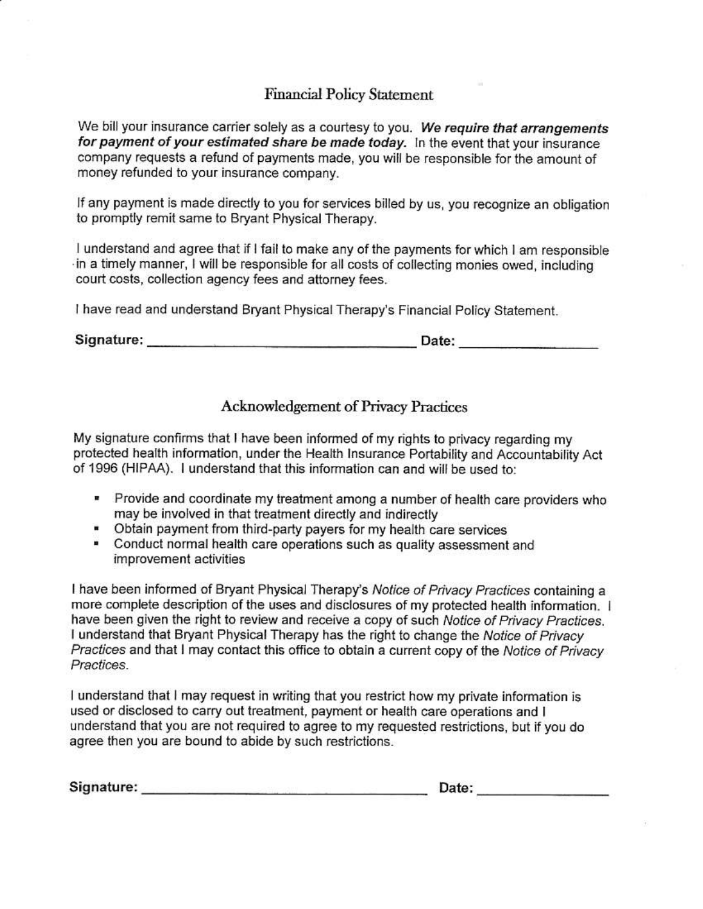## Financial Policy Statement

We bill your insurance carrier solely as a courtesy to you. ***We require that arrangements for payment of your estimated share be made today.*** In the event that your insurance company requests a refund of payments made, you will be responsible for the amount of money refunded to your insurance company.

If any payment is made directly to you for services billed by us, you recognize an obligation to promptly remit same to Bryant Physical Therapy.

I understand and agree that if I fail to make any of the payments for which I am responsible in a timely manner, I will be responsible for all costs of collecting monies owed, including court costs, collection agency fees and attorney fees.

I have read and understand Bryant Physical Therapy's Financial Policy Statement.

**Signature:** ________________________________ **Date:** ________________

## Acknowledgement of Privacy Practices

My signature confirms that I have been informed of my rights to privacy regarding my protected health information, under the Health Insurance Portability and Accountability Act of 1996 (HIPAA). I understand that this information can and will be used to:

- Provide and coordinate my treatment among a number of health care providers who may be involved in that treatment directly and indirectly
- Obtain payment from third-party payers for my health care services
- Conduct normal health care operations such as quality assessment and improvement activities

I have been informed of Bryant Physical Therapy's *Notice of Privacy Practices* containing a more complete description of the uses and disclosures of my protected health information. I have been given the right to review and receive a copy of such *Notice of Privacy Practices*. I understand that Bryant Physical Therapy has the right to change the *Notice of Privacy Practices* and that I may contact this office to obtain a current copy of the *Notice of Privacy Practices*.

I understand that I may request in writing that you restrict how my private information is used or disclosed to carry out treatment, payment or health care operations and I understand that you are not required to agree to my requested restrictions, but if you do agree then you are bound to abide by such restrictions.

**Signature:** ________________________________ **Date:** ________________